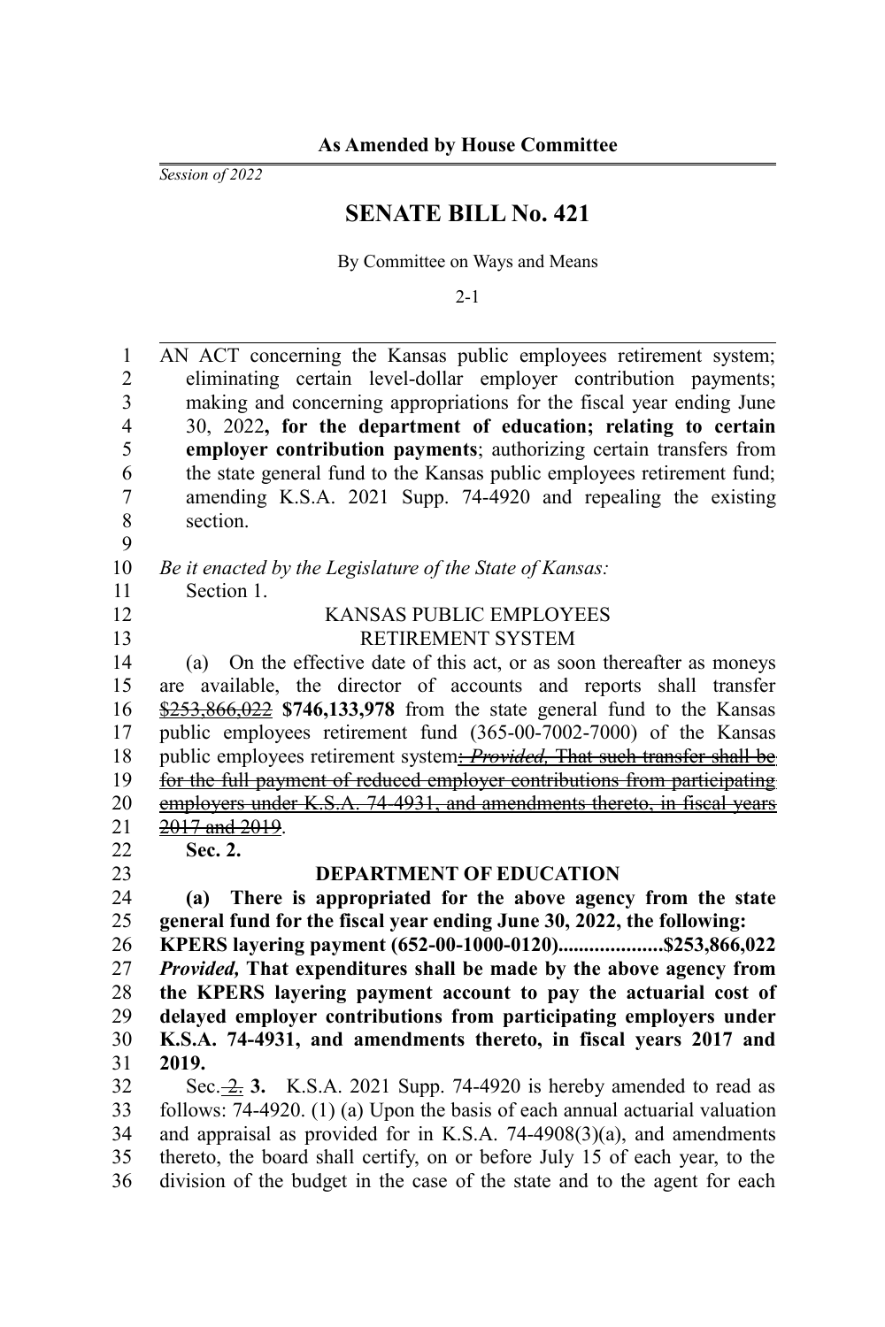**As Amended by House Committee**

*Session of 2022*

# SENATE BILL No. 421

By Committee on Ways and Means

2-1

AN ACT concerning the Kansas public employees retirement system; eliminating certain level-dollar employer contribution payments; making and concerning appropriations for the fiscal year ending June 30, 2022**, for the department of education; relating to certain employer contribution payments**; authorizing certain transfers from the state general fund to the Kansas public employees retirement fund; amending K.S.A. 2021 Supp. 74-4920 and repealing the existing section.

*Be it enacted by the Legislature of the State of Kansas:*

Section 1.

KANSAS PUBLIC EMPLOYEES RETIREMENT SYSTEM

(a) On the effective date of this act, or as soon thereafter as moneys are available, the director of accounts and reports shall transfer ~~$253,866,022~~ **$746,133,978** from the state general fund to the Kansas public employees retirement fund (365-00-7002-7000) of the Kansas public employees retirement system~~: *Provided,* That such transfer shall be for the full payment of reduced employer contributions from participating employers under K.S.A. 74-4931, and amendments thereto, in fiscal years 2017 and 2019~~.

**Sec. 2.**

**DEPARTMENT OF EDUCATION**

**(a) There is appropriated for the above agency from the state general fund for the fiscal year ending June 30, 2022, the following:**

**KPERS layering payment (652-00-1000-0120)....................$253,866,022**

***Provided,* That expenditures shall be made by the above agency from the KPERS layering payment account to pay the actuarial cost of delayed employer contributions from participating employers under K.S.A. 74-4931, and amendments thereto, in fiscal years 2017 and 2019.**

Sec. ~~2.~~ **3.** K.S.A. 2021 Supp. 74-4920 is hereby amended to read as follows: 74-4920. (1) (a) Upon the basis of each annual actuarial valuation and appraisal as provided for in K.S.A. 74-4908(3)(a), and amendments thereto, the board shall certify, on or before July 15 of each year, to the division of the budget in the case of the state and to the agent for each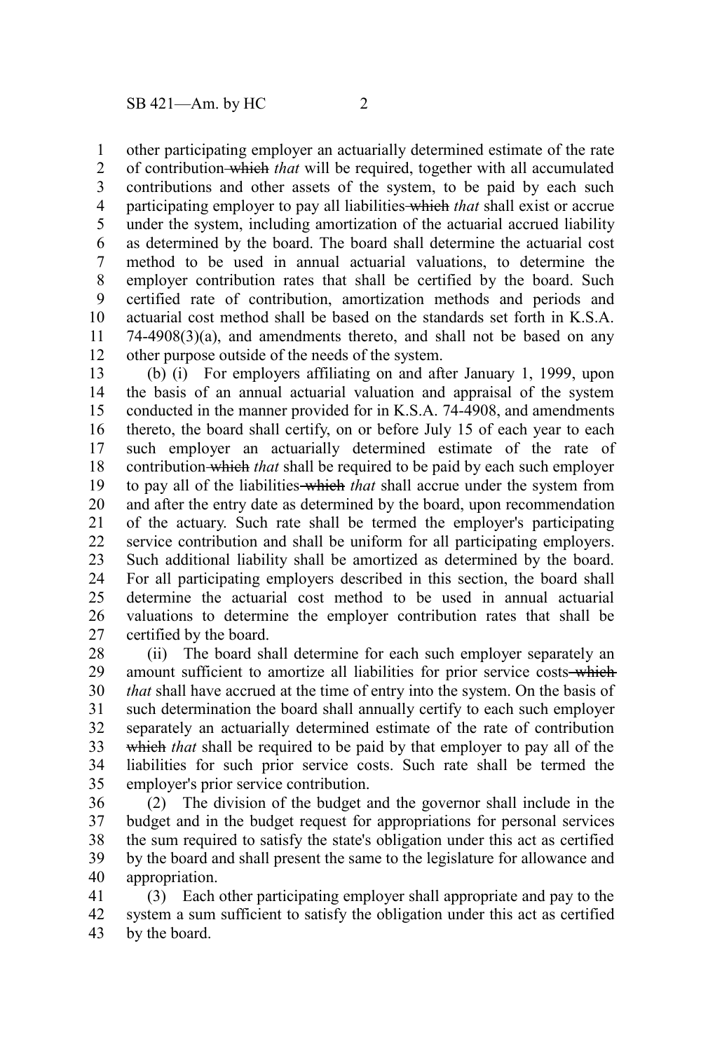other participating employer an actuarially determined estimate of the rate of contribution ~~which~~ *that* will be required, together with all accumulated contributions and other assets of the system, to be paid by each such participating employer to pay all liabilities ~~which~~ *that* shall exist or accrue under the system, including amortization of the actuarial accrued liability as determined by the board. The board shall determine the actuarial cost method to be used in annual actuarial valuations, to determine the employer contribution rates that shall be certified by the board. Such certified rate of contribution, amortization methods and periods and actuarial cost method shall be based on the standards set forth in K.S.A. 74-4908(3)(a), and amendments thereto, and shall not be based on any other purpose outside of the needs of the system.

(b) (i) For employers affiliating on and after January 1, 1999, upon the basis of an annual actuarial valuation and appraisal of the system conducted in the manner provided for in K.S.A. 74-4908, and amendments thereto, the board shall certify, on or before July 15 of each year to each such employer an actuarially determined estimate of the rate of contribution ~~which~~ *that* shall be required to be paid by each such employer to pay all of the liabilities ~~which~~ *that* shall accrue under the system from and after the entry date as determined by the board, upon recommendation of the actuary. Such rate shall be termed the employer's participating service contribution and shall be uniform for all participating employers. Such additional liability shall be amortized as determined by the board. For all participating employers described in this section, the board shall determine the actuarial cost method to be used in annual actuarial valuations to determine the employer contribution rates that shall be certified by the board.

(ii) The board shall determine for each such employer separately an amount sufficient to amortize all liabilities for prior service costs ~~which~~ *that* shall have accrued at the time of entry into the system. On the basis of such determination the board shall annually certify to each such employer separately an actuarially determined estimate of the rate of contribution ~~which~~ *that* shall be required to be paid by that employer to pay all of the liabilities for such prior service costs. Such rate shall be termed the employer's prior service contribution.

(2) The division of the budget and the governor shall include in the budget and in the budget request for appropriations for personal services the sum required to satisfy the state's obligation under this act as certified by the board and shall present the same to the legislature for allowance and appropriation.

(3) Each other participating employer shall appropriate and pay to the system a sum sufficient to satisfy the obligation under this act as certified by the board.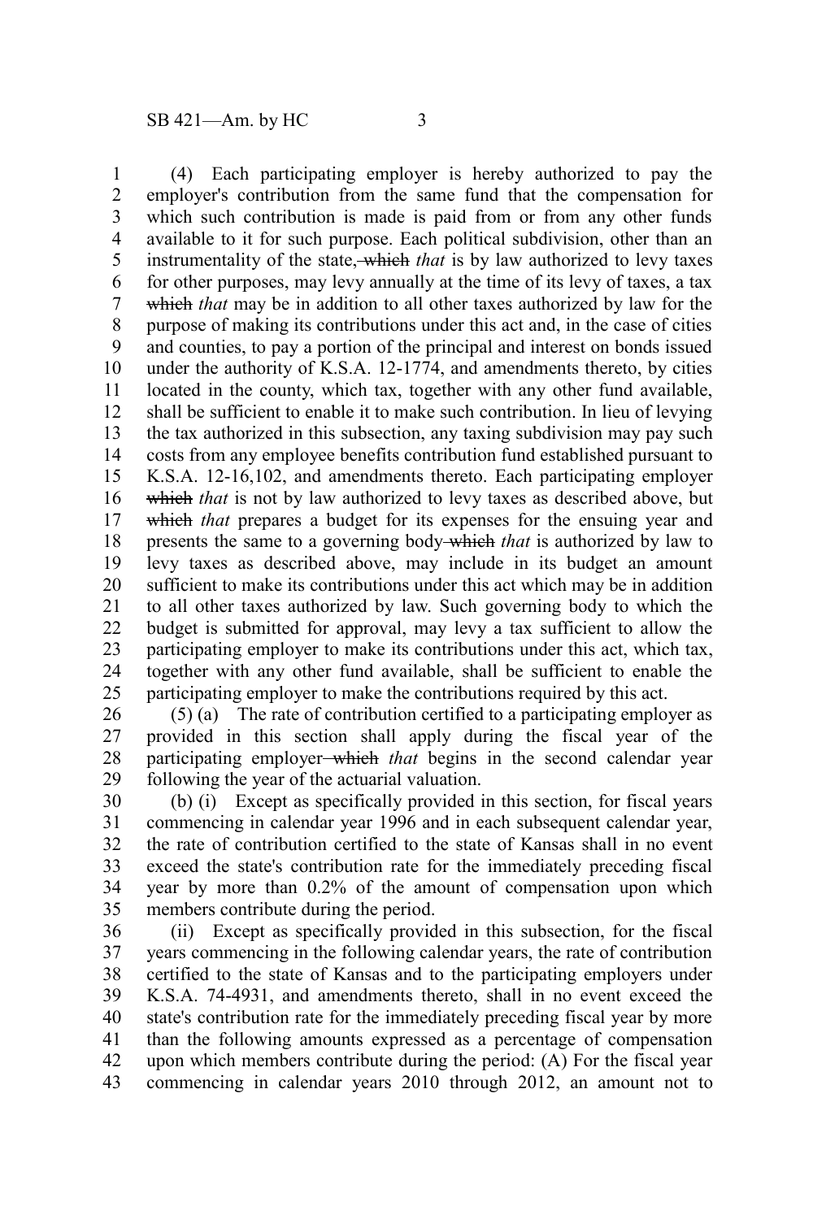(4) Each participating employer is hereby authorized to pay the employer's contribution from the same fund that the compensation for which such contribution is made is paid from or from any other funds available to it for such purpose. Each political subdivision, other than an instrumentality of the state, ~~which~~ *that* is by law authorized to levy taxes for other purposes, may levy annually at the time of its levy of taxes, a tax ~~which~~ *that* may be in addition to all other taxes authorized by law for the purpose of making its contributions under this act and, in the case of cities and counties, to pay a portion of the principal and interest on bonds issued under the authority of K.S.A. 12-1774, and amendments thereto, by cities located in the county, which tax, together with any other fund available, shall be sufficient to enable it to make such contribution. In lieu of levying the tax authorized in this subsection, any taxing subdivision may pay such costs from any employee benefits contribution fund established pursuant to K.S.A. 12-16,102, and amendments thereto. Each participating employer ~~which~~ *that* is not by law authorized to levy taxes as described above, but ~~which~~ *that* prepares a budget for its expenses for the ensuing year and presents the same to a governing body ~~which~~ *that* is authorized by law to levy taxes as described above, may include in its budget an amount sufficient to make its contributions under this act which may be in addition to all other taxes authorized by law. Such governing body to which the budget is submitted for approval, may levy a tax sufficient to allow the participating employer to make its contributions under this act, which tax, together with any other fund available, shall be sufficient to enable the participating employer to make the contributions required by this act.

(5) (a) The rate of contribution certified to a participating employer as provided in this section shall apply during the fiscal year of the participating employer ~~which~~ *that* begins in the second calendar year following the year of the actuarial valuation.

(b) (i) Except as specifically provided in this section, for fiscal years commencing in calendar year 1996 and in each subsequent calendar year, the rate of contribution certified to the state of Kansas shall in no event exceed the state's contribution rate for the immediately preceding fiscal year by more than 0.2% of the amount of compensation upon which members contribute during the period.

(ii) Except as specifically provided in this subsection, for the fiscal years commencing in the following calendar years, the rate of contribution certified to the state of Kansas and to the participating employers under K.S.A. 74-4931, and amendments thereto, shall in no event exceed the state's contribution rate for the immediately preceding fiscal year by more than the following amounts expressed as a percentage of compensation upon which members contribute during the period: (A) For the fiscal year commencing in calendar years 2010 through 2012, an amount not to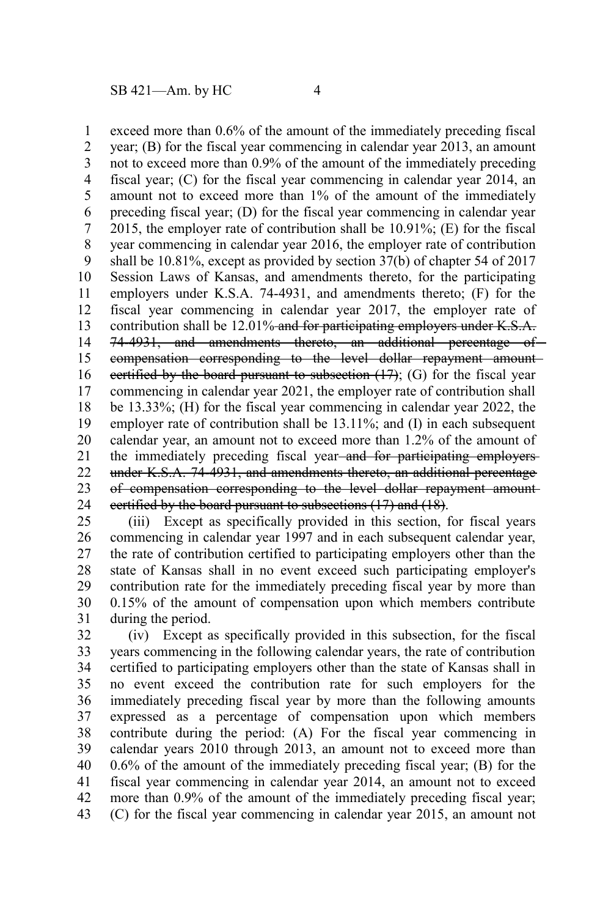exceed more than 0.6% of the amount of the immediately preceding fiscal year; (B) for the fiscal year commencing in calendar year 2013, an amount not to exceed more than 0.9% of the amount of the immediately preceding fiscal year; (C) for the fiscal year commencing in calendar year 2014, an amount not to exceed more than 1% of the amount of the immediately preceding fiscal year; (D) for the fiscal year commencing in calendar year 2015, the employer rate of contribution shall be 10.91%; (E) for the fiscal year commencing in calendar year 2016, the employer rate of contribution shall be 10.81%, except as provided by section 37(b) of chapter 54 of 2017 Session Laws of Kansas, and amendments thereto, for the participating employers under K.S.A. 74-4931, and amendments thereto; (F) for the fiscal year commencing in calendar year 2017, the employer rate of contribution shall be 12.01% ~~and for participating employers under K.S.A. 74-4931, and amendments thereto, an additional percentage of compensation corresponding to the level dollar repayment amount certified by the board pursuant to subsection (17)~~; (G) for the fiscal year commencing in calendar year 2021, the employer rate of contribution shall be 13.33%; (H) for the fiscal year commencing in calendar year 2022, the employer rate of contribution shall be 13.11%; and (I) in each subsequent calendar year, an amount not to exceed more than 1.2% of the amount of the immediately preceding fiscal year ~~and for participating employers under K.S.A. 74-4931, and amendments thereto, an additional percentage of compensation corresponding to the level dollar repayment amount certified by the board pursuant to subsections (17) and (18)~~.

(iii) Except as specifically provided in this section, for fiscal years commencing in calendar year 1997 and in each subsequent calendar year, the rate of contribution certified to participating employers other than the state of Kansas shall in no event exceed such participating employer's contribution rate for the immediately preceding fiscal year by more than 0.15% of the amount of compensation upon which members contribute during the period.

(iv) Except as specifically provided in this subsection, for the fiscal years commencing in the following calendar years, the rate of contribution certified to participating employers other than the state of Kansas shall in no event exceed the contribution rate for such employers for the immediately preceding fiscal year by more than the following amounts expressed as a percentage of compensation upon which members contribute during the period: (A) For the fiscal year commencing in calendar years 2010 through 2013, an amount not to exceed more than 0.6% of the amount of the immediately preceding fiscal year; (B) for the fiscal year commencing in calendar year 2014, an amount not to exceed more than 0.9% of the amount of the immediately preceding fiscal year; (C) for the fiscal year commencing in calendar year 2015, an amount not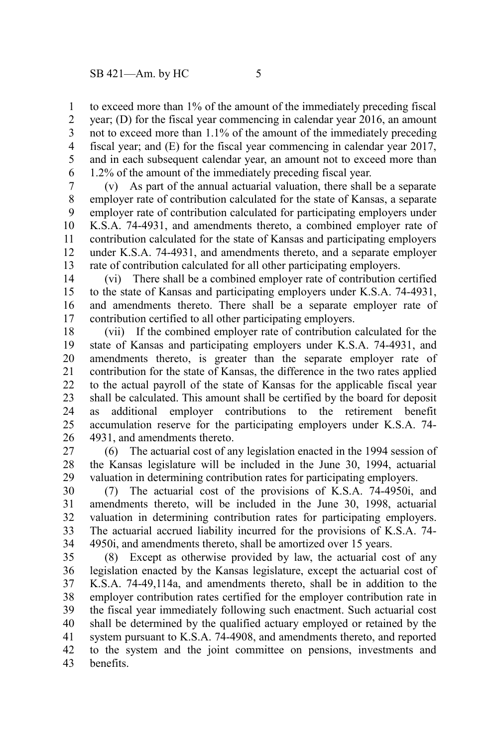to exceed more than 1% of the amount of the immediately preceding fiscal year; (D) for the fiscal year commencing in calendar year 2016, an amount not to exceed more than 1.1% of the amount of the immediately preceding fiscal year; and (E) for the fiscal year commencing in calendar year 2017, and in each subsequent calendar year, an amount not to exceed more than 1.2% of the amount of the immediately preceding fiscal year.

(v) As part of the annual actuarial valuation, there shall be a separate employer rate of contribution calculated for the state of Kansas, a separate employer rate of contribution calculated for participating employers under K.S.A. 74-4931, and amendments thereto, a combined employer rate of contribution calculated for the state of Kansas and participating employers under K.S.A. 74-4931, and amendments thereto, and a separate employer rate of contribution calculated for all other participating employers.

(vi) There shall be a combined employer rate of contribution certified to the state of Kansas and participating employers under K.S.A. 74-4931, and amendments thereto. There shall be a separate employer rate of contribution certified to all other participating employers.

(vii) If the combined employer rate of contribution calculated for the state of Kansas and participating employers under K.S.A. 74-4931, and amendments thereto, is greater than the separate employer rate of contribution for the state of Kansas, the difference in the two rates applied to the actual payroll of the state of Kansas for the applicable fiscal year shall be calculated. This amount shall be certified by the board for deposit as additional employer contributions to the retirement benefit accumulation reserve for the participating employers under K.S.A. 74-4931, and amendments thereto.

(6) The actuarial cost of any legislation enacted in the 1994 session of the Kansas legislature will be included in the June 30, 1994, actuarial valuation in determining contribution rates for participating employers.

(7) The actuarial cost of the provisions of K.S.A. 74-4950i, and amendments thereto, will be included in the June 30, 1998, actuarial valuation in determining contribution rates for participating employers. The actuarial accrued liability incurred for the provisions of K.S.A. 74-4950i, and amendments thereto, shall be amortized over 15 years.

(8) Except as otherwise provided by law, the actuarial cost of any legislation enacted by the Kansas legislature, except the actuarial cost of K.S.A. 74-49,114a, and amendments thereto, shall be in addition to the employer contribution rates certified for the employer contribution rate in the fiscal year immediately following such enactment. Such actuarial cost shall be determined by the qualified actuary employed or retained by the system pursuant to K.S.A. 74-4908, and amendments thereto, and reported to the system and the joint committee on pensions, investments and benefits.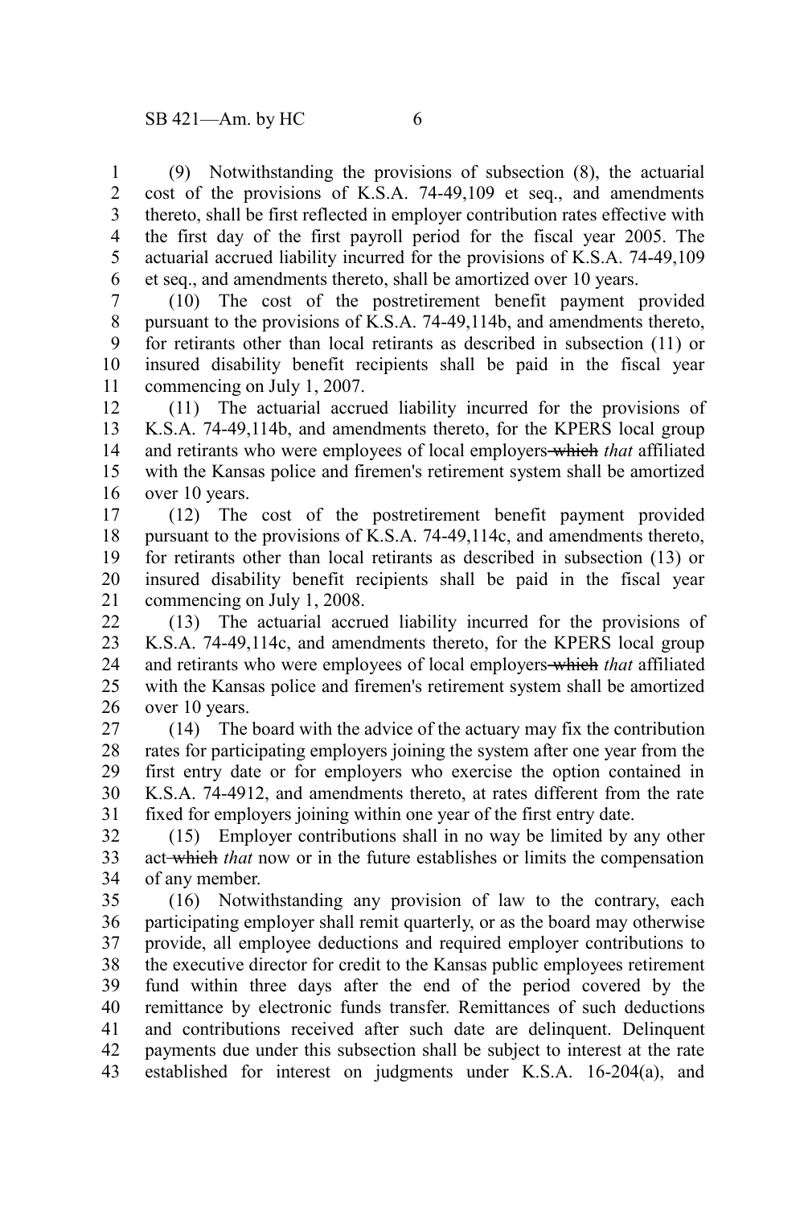(9) Notwithstanding the provisions of subsection (8), the actuarial cost of the provisions of K.S.A. 74-49,109 et seq., and amendments thereto, shall be first reflected in employer contribution rates effective with the first day of the first payroll period for the fiscal year 2005. The actuarial accrued liability incurred for the provisions of K.S.A. 74-49,109 et seq., and amendments thereto, shall be amortized over 10 years.

(10) The cost of the postretirement benefit payment provided pursuant to the provisions of K.S.A. 74-49,114b, and amendments thereto, for retirants other than local retirants as described in subsection (11) or insured disability benefit recipients shall be paid in the fiscal year commencing on July 1, 2007.

(11) The actuarial accrued liability incurred for the provisions of K.S.A. 74-49,114b, and amendments thereto, for the KPERS local group and retirants who were employees of local employers ~~which~~ *that* affiliated with the Kansas police and firemen's retirement system shall be amortized over 10 years.

(12) The cost of the postretirement benefit payment provided pursuant to the provisions of K.S.A. 74-49,114c, and amendments thereto, for retirants other than local retirants as described in subsection (13) or insured disability benefit recipients shall be paid in the fiscal year commencing on July 1, 2008.

(13) The actuarial accrued liability incurred for the provisions of K.S.A. 74-49,114c, and amendments thereto, for the KPERS local group and retirants who were employees of local employers ~~which~~ *that* affiliated with the Kansas police and firemen's retirement system shall be amortized over 10 years.

(14) The board with the advice of the actuary may fix the contribution rates for participating employers joining the system after one year from the first entry date or for employers who exercise the option contained in K.S.A. 74-4912, and amendments thereto, at rates different from the rate fixed for employers joining within one year of the first entry date.

(15) Employer contributions shall in no way be limited by any other act ~~which~~ *that* now or in the future establishes or limits the compensation of any member.

(16) Notwithstanding any provision of law to the contrary, each participating employer shall remit quarterly, or as the board may otherwise provide, all employee deductions and required employer contributions to the executive director for credit to the Kansas public employees retirement fund within three days after the end of the period covered by the remittance by electronic funds transfer. Remittances of such deductions and contributions received after such date are delinquent. Delinquent payments due under this subsection shall be subject to interest at the rate established for interest on judgments under K.S.A. 16-204(a), and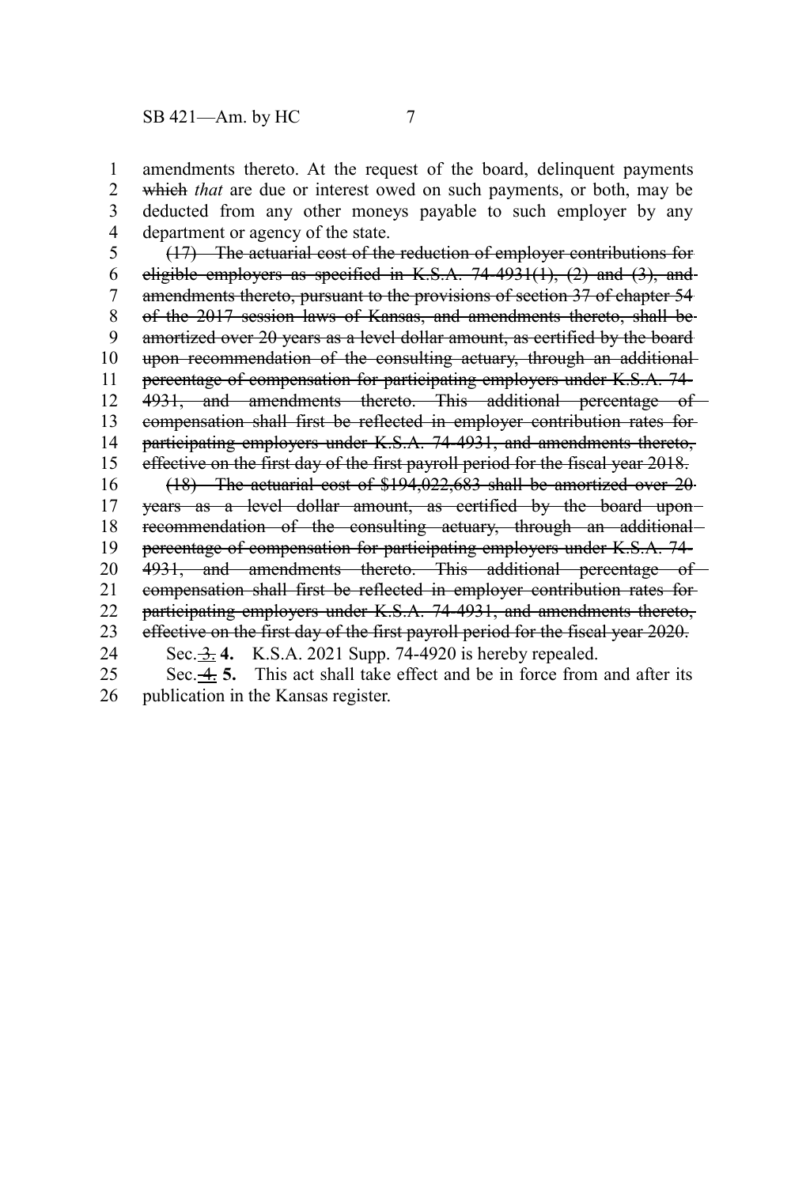amendments thereto. At the request of the board, delinquent payments ~~which~~ *that* are due or interest owed on such payments, or both, may be deducted from any other moneys payable to such employer by any department or agency of the state.

~~(17) The actuarial cost of the reduction of employer contributions for eligible employers as specified in K.S.A. 74-4931(1), (2) and (3), and amendments thereto, pursuant to the provisions of section 37 of chapter 54 of the 2017 session laws of Kansas, and amendments thereto, shall be amortized over 20 years as a level dollar amount, as certified by the board upon recommendation of the consulting actuary, through an additional percentage of compensation for participating employers under K.S.A. 74-4931, and amendments thereto. This additional percentage of compensation shall first be reflected in employer contribution rates for participating employers under K.S.A. 74-4931, and amendments thereto, effective on the first day of the first payroll period for the fiscal year 2018.~~

~~(18) The actuarial cost of $194,022,683 shall be amortized over 20 years as a level dollar amount, as certified by the board upon recommendation of the consulting actuary, through an additional percentage of compensation for participating employers under K.S.A. 74-4931, and amendments thereto. This additional percentage of compensation shall first be reflected in employer contribution rates for participating employers under K.S.A. 74-4931, and amendments thereto, effective on the first day of the first payroll period for the fiscal year 2020.~~

Sec. ~~3.~~ **4.** K.S.A. 2021 Supp. 74-4920 is hereby repealed.

Sec. ~~4.~~ **5.** This act shall take effect and be in force from and after its publication in the Kansas register.